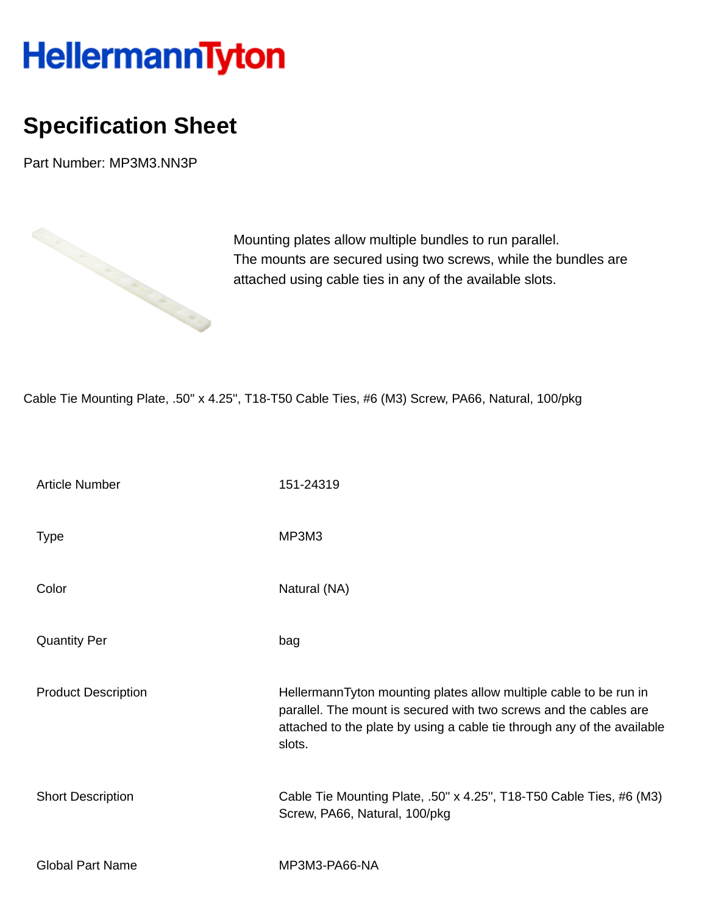HellermannTyton

# Specification Sheet

Part Number: MP3M3.NN3P

Mounting plates allow multiple bundles to run parallel.
The mounts are secured using two screws, while the bundles are attached using cable ties in any of the available slots.

Cable Tie Mounting Plate, .50" x 4.25", T18-T50 Cable Ties, #6 (M3) Screw, PA66, Natural, 100/pkg

| | |
|---|---|
| Article Number | 151-24319 |
| Type | MP3M3 |
| Color | Natural (NA) |
| Quantity Per | bag |
| Product Description | HellermannTyton mounting plates allow multiple cable to be run in parallel. The mount is secured with two screws and the cables are attached to the plate by using a cable tie through any of the available slots. |
| Short Description | Cable Tie Mounting Plate, .50" x 4.25", T18-T50 Cable Ties, #6 (M3) Screw, PA66, Natural, 100/pkg |
| Global Part Name | MP3M3-PA66-NA |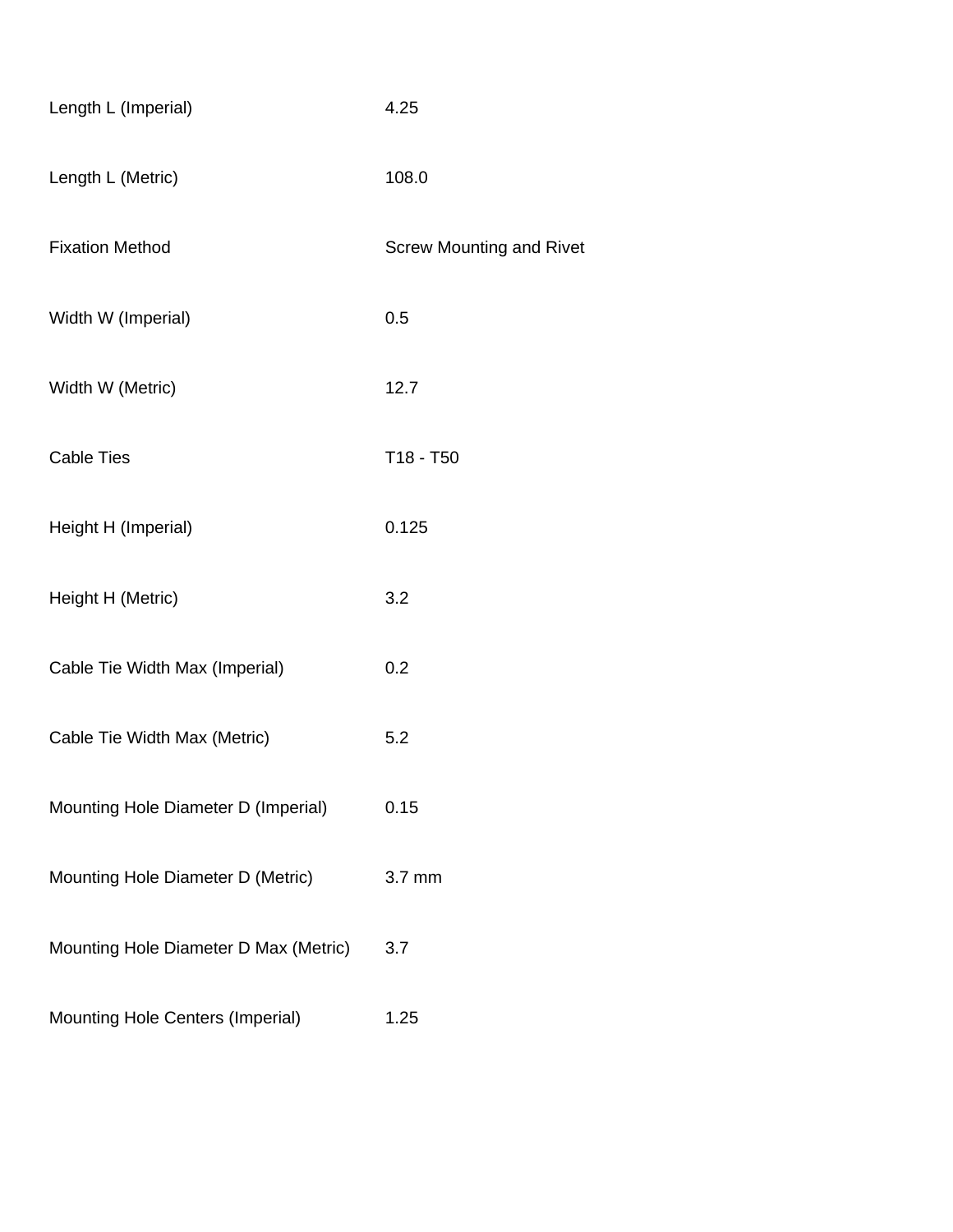| | |
|---|---|
| Length L (Imperial) | 4.25 |
| Length L (Metric) | 108.0 |
| Fixation Method | Screw Mounting and Rivet |
| Width W (Imperial) | 0.5 |
| Width W (Metric) | 12.7 |
| Cable Ties | T18 - T50 |
| Height H (Imperial) | 0.125 |
| Height H (Metric) | 3.2 |
| Cable Tie Width Max (Imperial) | 0.2 |
| Cable Tie Width Max (Metric) | 5.2 |
| Mounting Hole Diameter D (Imperial) | 0.15 |
| Mounting Hole Diameter D (Metric) | 3.7 mm |
| Mounting Hole Diameter D Max (Metric) | 3.7 |
| Mounting Hole Centers (Imperial) | 1.25 |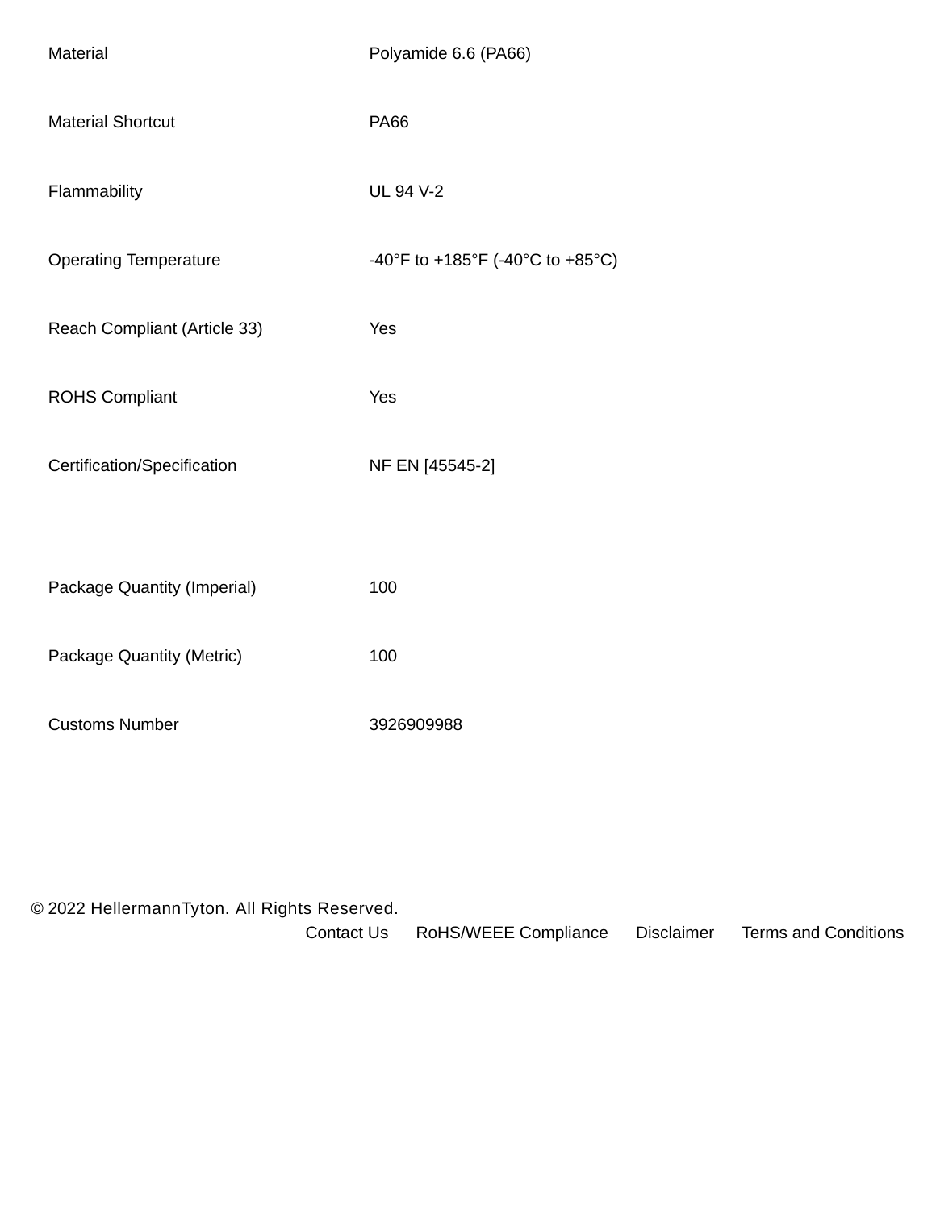| | |
|---|---|
| Material | Polyamide 6.6 (PA66) |
| Material Shortcut | PA66 |
| Flammability | UL 94 V-2 |
| Operating Temperature | -40°F to +185°F (-40°C to +85°C) |
| Reach Compliant (Article 33) | Yes |
| ROHS Compliant | Yes |
| Certification/Specification | NF EN [45545-2] |

| | |
|---|---|
| Package Quantity (Imperial) | 100 |
| Package Quantity (Metric) | 100 |
| Customs Number | 3926909988 |

© 2022 HellermannTyton. All Rights Reserved.

Contact Us RoHS/WEEE Compliance Disclaimer Terms and Conditions